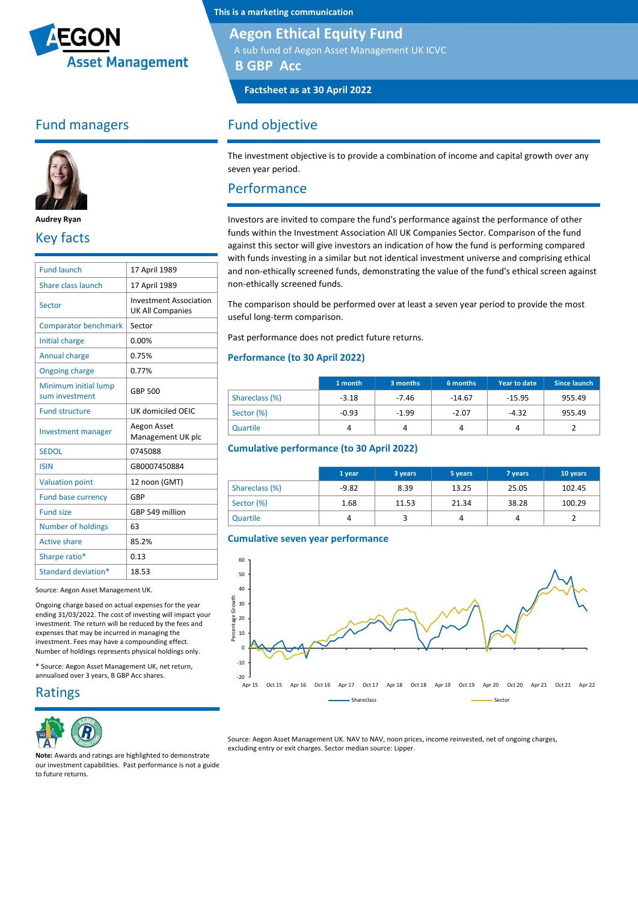This is a marketing communication

# Aegon Ethical Equity Fund

A sub fund of Aegon Asset Management UK ICVC

**B GBP Acc**

**Factsheet as at 30 April 2022**

## Fund managers

**Audrey Ryan**

## Key facts

| | |
|---|---|
| Fund launch | 17 April 1989 |
| Share class launch | 17 April 1989 |
| Sector | Investment Association UK All Companies |
| Comparator benchmark | Sector |
| Initial charge | 0.00% |
| Annual charge | 0.75% |
| Ongoing charge | 0.77% |
| Minimum initial lump sum investment | GBP 500 |
| Fund structure | UK domiciled OEIC |
| Investment manager | Aegon Asset Management UK plc |
| SEDOL | 0745088 |
| ISIN | GB0007450884 |
| Valuation point | 12 noon (GMT) |
| Fund base currency | GBP |
| Fund size | GBP 549 million |
| Number of holdings | 63 |
| Active share | 85.2% |
| Sharpe ratio* | 0.13 |
| Standard deviation* | 18.53 |

Source: Aegon Asset Management UK.

Ongoing charge based on actual expenses for the year ending 31/03/2022. The cost of investing will impact your investment. The return will be reduced by the fees and expenses that may be incurred in managing the investment. Fees may have a compounding effect. Number of holdings represents physical holdings only.

* Source: Aegon Asset Management UK, net return, annualised over 3 years, B GBP Acc shares.

## Ratings

**Note:** Awards and ratings are highlighted to demonstrate our investment capabilities. Past performance is not a guide to future returns.

## Fund objective

The investment objective is to provide a combination of income and capital growth over any seven year period.

## Performance

Investors are invited to compare the fund's performance against the performance of other funds within the Investment Association All UK Companies Sector. Comparison of the fund against this sector will give investors an indication of how the fund is performing compared with funds investing in a similar but not identical investment universe and comprising ethical and non-ethically screened funds, demonstrating the value of the fund's ethical screen against non-ethically screened funds.

The comparison should be performed over at least a seven year period to provide the most useful long-term comparison.

Past performance does not predict future returns.

### Performance (to 30 April 2022)

| | 1 month | 3 months | 6 months | Year to date | Since launch |
|---|---|---|---|---|---|
| Shareclass (%) | -3.18 | -7.46 | -14.67 | -15.95 | 955.49 |
| Sector (%) | -0.93 | -1.99 | -2.07 | -4.32 | 955.49 |
| Quartile | 4 | 4 | 4 | 4 | 2 |

### Cumulative performance (to 30 April 2022)

| | 1 year | 3 years | 5 years | 7 years | 10 years |
|---|---|---|---|---|---|
| Shareclass (%) | -9.82 | 8.39 | 13.25 | 25.05 | 102.45 |
| Sector (%) | 1.68 | 11.53 | 21.34 | 38.28 | 100.29 |
| Quartile | 4 | 3 | 4 | 4 | 2 |

### Cumulative seven year performance

Source: Aegon Asset Management UK. NAV to NAV, noon prices, income reinvested, net of ongoing charges, excluding entry or exit charges. Sector median source: Lipper.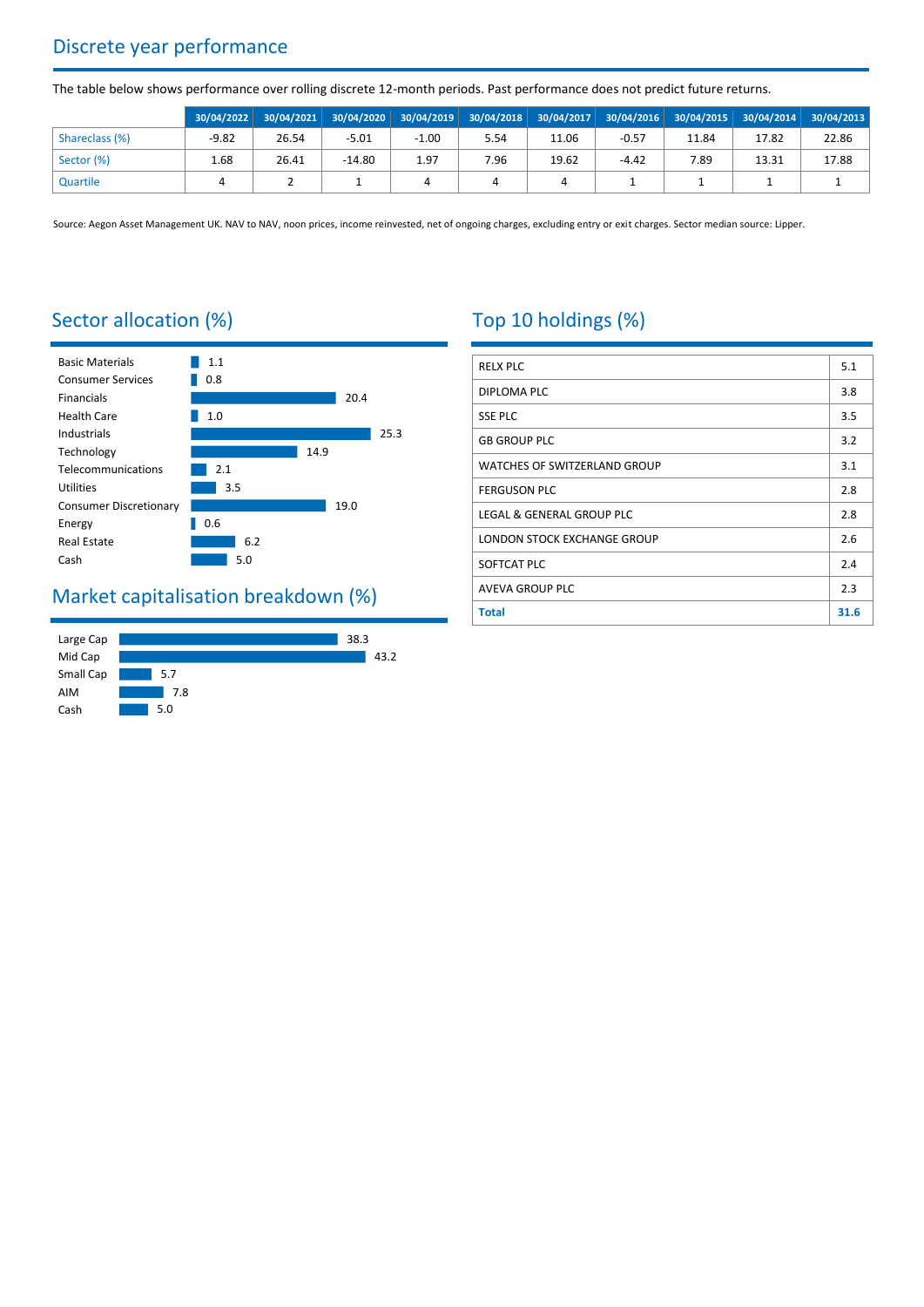## Discrete year performance

The table below shows performance over rolling discrete 12-month periods. Past performance does not predict future returns.

| | 30/04/2022 | 30/04/2021 | 30/04/2020 | 30/04/2019 | 30/04/2018 | 30/04/2017 | 30/04/2016 | 30/04/2015 | 30/04/2014 | 30/04/2013 |
|---|---|---|---|---|---|---|---|---|---|---|
| Shareclass (%) | -9.82 | 26.54 | -5.01 | -1.00 | 5.54 | 11.06 | -0.57 | 11.84 | 17.82 | 22.86 |
| Sector (%) | 1.68 | 26.41 | -14.80 | 1.97 | 7.96 | 19.62 | -4.42 | 7.89 | 13.31 | 17.88 |
| Quartile | 4 | 2 | 1 | 4 | 4 | 4 | 1 | 1 | 1 | 1 |

Source: Aegon Asset Management UK. NAV to NAV, noon prices, income reinvested, net of ongoing charges, excluding entry or exit charges. Sector median source: Lipper.

## Sector allocation (%)

| Sector | % |
|---|---|
| Basic Materials | 1.1 |
| Consumer Services | 0.8 |
| Financials | 20.4 |
| Health Care | 1.0 |
| Industrials | 25.3 |
| Technology | 14.9 |
| Telecommunications | 2.1 |
| Utilities | 3.5 |
| Consumer Discretionary | 19.0 |
| Energy | 0.6 |
| Real Estate | 6.2 |
| Cash | 5.0 |

## Market capitalisation breakdown (%)

| Market cap | % |
|---|---|
| Large Cap | 38.3 |
| Mid Cap | 43.2 |
| Small Cap | 5.7 |
| AIM | 7.8 |
| Cash | 5.0 |

## Top 10 holdings (%)

| Holding | % |
|---|---|
| RELX PLC | 5.1 |
| DIPLOMA PLC | 3.8 |
| SSE PLC | 3.5 |
| GB GROUP PLC | 3.2 |
| WATCHES OF SWITZERLAND GROUP | 3.1 |
| FERGUSON PLC | 2.8 |
| LEGAL & GENERAL GROUP PLC | 2.8 |
| LONDON STOCK EXCHANGE GROUP | 2.6 |
| SOFTCAT PLC | 2.4 |
| AVEVA GROUP PLC | 2.3 |
| **Total** | **31.6** |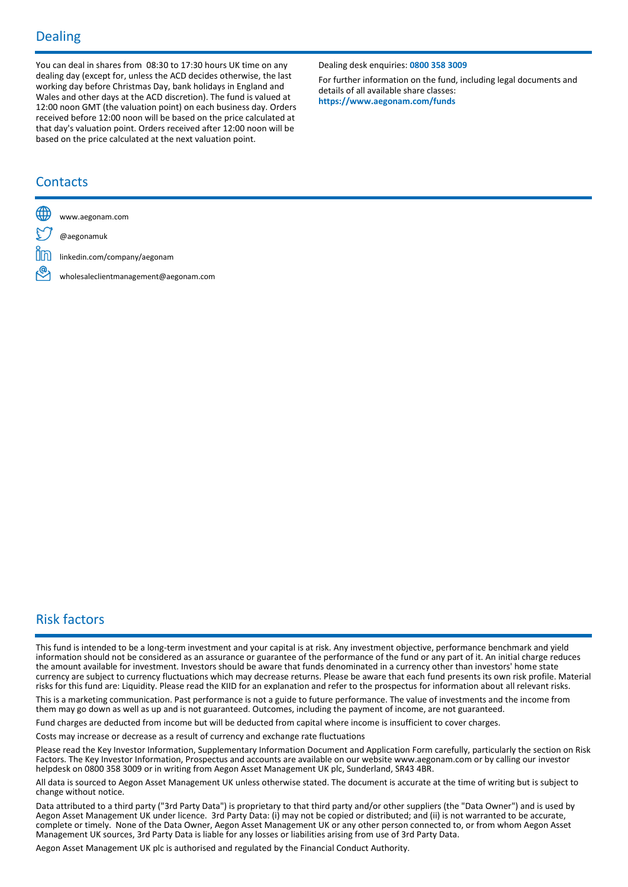## Dealing

You can deal in shares from 08:30 to 17:30 hours UK time on any dealing day (except for, unless the ACD decides otherwise, the last working day before Christmas Day, bank holidays in England and Wales and other days at the ACD discretion). The fund is valued at 12:00 noon GMT (the valuation point) on each business day. Orders received before 12:00 noon will be based on the price calculated at that day's valuation point. Orders received after 12:00 noon will be based on the price calculated at the next valuation point.

Dealing desk enquiries: **0800 358 3009**

For further information on the fund, including legal documents and details of all available share classes: **https://www.aegonam.com/funds**

## Contacts

www.aegonam.com

@aegonamuk

linkedin.com/company/aegonam

wholesaleclientmanagement@aegonam.com

## Risk factors

This fund is intended to be a long-term investment and your capital is at risk. Any investment objective, performance benchmark and yield information should not be considered as an assurance or guarantee of the performance of the fund or any part of it. An initial charge reduces the amount available for investment. Investors should be aware that funds denominated in a currency other than investors' home state currency are subject to currency fluctuations which may decrease returns. Please be aware that each fund presents its own risk profile. Material risks for this fund are: Liquidity. Please read the KIID for an explanation and refer to the prospectus for information about all relevant risks.

This is a marketing communication. Past performance is not a guide to future performance. The value of investments and the income from them may go down as well as up and is not guaranteed. Outcomes, including the payment of income, are not guaranteed.

Fund charges are deducted from income but will be deducted from capital where income is insufficient to cover charges.

Costs may increase or decrease as a result of currency and exchange rate fluctuations

Please read the Key Investor Information, Supplementary Information Document and Application Form carefully, particularly the section on Risk Factors. The Key Investor Information, Prospectus and accounts are available on our website www.aegonam.com or by calling our investor helpdesk on 0800 358 3009 or in writing from Aegon Asset Management UK plc, Sunderland, SR43 4BR.

All data is sourced to Aegon Asset Management UK unless otherwise stated. The document is accurate at the time of writing but is subject to change without notice.

Data attributed to a third party ("3rd Party Data") is proprietary to that third party and/or other suppliers (the "Data Owner") and is used by Aegon Asset Management UK under licence. 3rd Party Data: (i) may not be copied or distributed; and (ii) is not warranted to be accurate, complete or timely. None of the Data Owner, Aegon Asset Management UK or any other person connected to, or from whom Aegon Asset Management UK sources, 3rd Party Data is liable for any losses or liabilities arising from use of 3rd Party Data.

Aegon Asset Management UK plc is authorised and regulated by the Financial Conduct Authority.